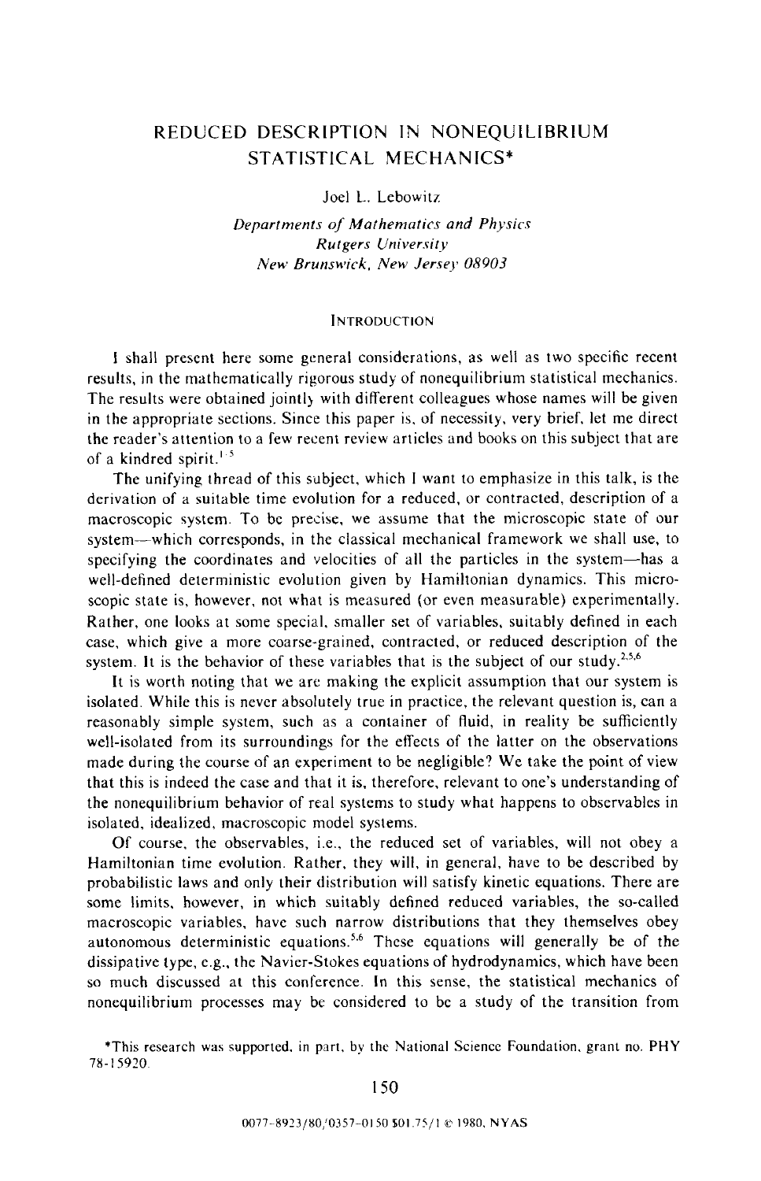# REDUCED DESCRIPTION IN NONEQUILIBRIUM STATISTICAL MECHANICS*

Joel L. Lebowitz

*Departments of Mathematics and Physics*
*Rutgers University*
*New Brunswick, New Jersey 08903*

## INTRODUCTION

I shall present here some general considerations, as well as two specific recent results, in the mathematically rigorous study of nonequilibrium statistical mechanics. The results were obtained jointly with different colleagues whose names will be given in the appropriate sections. Since this paper is, of necessity, very brief, let me direct the reader's attention to a few recent review articles and books on this subject that are of a kindred spirit.[1-5]

The unifying thread of this subject, which I want to emphasize in this talk, is the derivation of a suitable time evolution for a reduced, or contracted, description of a macroscopic system. To be precise, we assume that the microscopic state of our system—which corresponds, in the classical mechanical framework we shall use, to specifying the coordinates and velocities of all the particles in the system—has a well-defined deterministic evolution given by Hamiltonian dynamics. This microscopic state is, however, not what is measured (or even measurable) experimentally. Rather, one looks at some special, smaller set of variables, suitably defined in each case, which give a more coarse-grained, contracted, or reduced description of the system. It is the behavior of these variables that is the subject of our study.[2,5,6]

It is worth noting that we are making the explicit assumption that our system is isolated. While this is never absolutely true in practice, the relevant question is, can a reasonably simple system, such as a container of fluid, in reality be sufficiently well-isolated from its surroundings for the effects of the latter on the observations made during the course of an experiment to be negligible? We take the point of view that this is indeed the case and that it is, therefore, relevant to one's understanding of the nonequilibrium behavior of real systems to study what happens to observables in isolated, idealized, macroscopic model systems.

Of course, the observables, i.e., the reduced set of variables, will not obey a Hamiltonian time evolution. Rather, they will, in general, have to be described by probabilistic laws and only their distribution will satisfy kinetic equations. There are some limits, however, in which suitably defined reduced variables, the so-called macroscopic variables, have such narrow distributions that they themselves obey autonomous deterministic equations.[5,6] These equations will generally be of the dissipative type, e.g., the Navier-Stokes equations of hydrodynamics, which have been so much discussed at this conference. In this sense, the statistical mechanics of nonequilibrium processes may be considered to be a study of the transition from

*This research was supported, in part, by the National Science Foundation, grant no. PHY 78-15920.

0077-8923/80/0357-0150 $01.75/1 © 1980, NYAS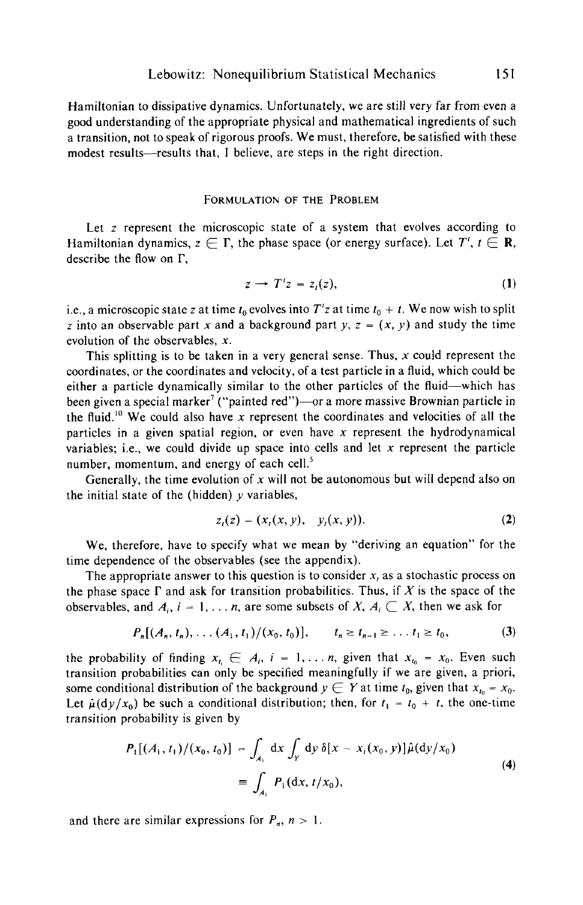Hamiltonian to dissipative dynamics. Unfortunately, we are still very far from even a good understanding of the appropriate physical and mathematical ingredients of such a transition, not to speak of rigorous proofs. We must, therefore, be satisfied with these modest results—results that, I believe, are steps in the right direction.

## FORMULATION OF THE PROBLEM

Let $z$ represent the microscopic state of a system that evolves according to Hamiltonian dynamics, $z \in \Gamma$, the phase space (or energy surface). Let $T^t$, $t \in \mathbf{R}$, describe the flow on $\Gamma$,

$$z \rightarrow T^t z = z_t(z), \tag{1}$$

i.e., a microscopic state $z$ at time $t_0$ evolves into $T^t z$ at time $t_0 + t$. We now wish to split $z$ into an observable part $x$ and a background part $y$, $z = (x, y)$ and study the time evolution of the observables, $x$.

This splitting is to be taken in a very general sense. Thus, $x$ could represent the coordinates, or the coordinates and velocity, of a test particle in a fluid, which could be either a particle dynamically similar to the other particles of the fluid—which has been given a special marker[7] ("painted red")—or a more massive Brownian particle in the fluid.[10] We could also have $x$ represent the coordinates and velocities of all the particles in a given spatial region, or even have $x$ represent the hydrodynamical variables; i.e., we could divide up space into cells and let $x$ represent the particle number, momentum, and energy of each cell.[5]

Generally, the time evolution of $x$ will not be autonomous but will depend also on the initial state of the (hidden) $y$ variables,

$$z_t(z) = (x_t(x, y), \quad y_t(x, y)). \tag{2}$$

We, therefore, have to specify what we mean by "deriving an equation" for the time dependence of the observables (see the appendix).

The appropriate answer to this question is to consider $x_t$ as a stochastic process on the phase space $\Gamma$ and ask for transition probabilities. Thus, if $X$ is the space of the observables, and $A_i$, $i = 1, \ldots n$, are some subsets of $X$, $A_i \subset X$, then we ask for

$$P_n[(A_n, t_n), \ldots (A_1, t_1)/(x_0, t_0)], \qquad t_n \geq t_{n-1} \geq \ldots t_1 \geq t_0, \tag{3}$$

the probability of finding $x_{t_i} \in A_i$, $i = 1, \ldots n$, given that $x_{t_0} = x_0$. Even such transition probabilities can only be specified meaningfully if we are given, a priori, some conditional distribution of the background $y \in Y$ at time $t_0$, given that $x_{t_0} = x_0$. Let $\hat{\mu}(\mathrm{d}y/x_0)$ be such a conditional distribution; then, for $t_1 = t_0 + t$, the one-time transition probability is given by

$$\begin{aligned} P_1[(A_1, t_1)/(x_0, t_0)] &= \int_{A_1} \mathrm{d}x \int_Y \mathrm{d}y\, \delta[x - x_t(x_0, y)]\hat{\mu}(\mathrm{d}y/x_0) \\ &\equiv \int_{A_1} P_1(\mathrm{d}x, t/x_0), \end{aligned} \tag{4}$$

and there are similar expressions for $P_n$, $n > 1$.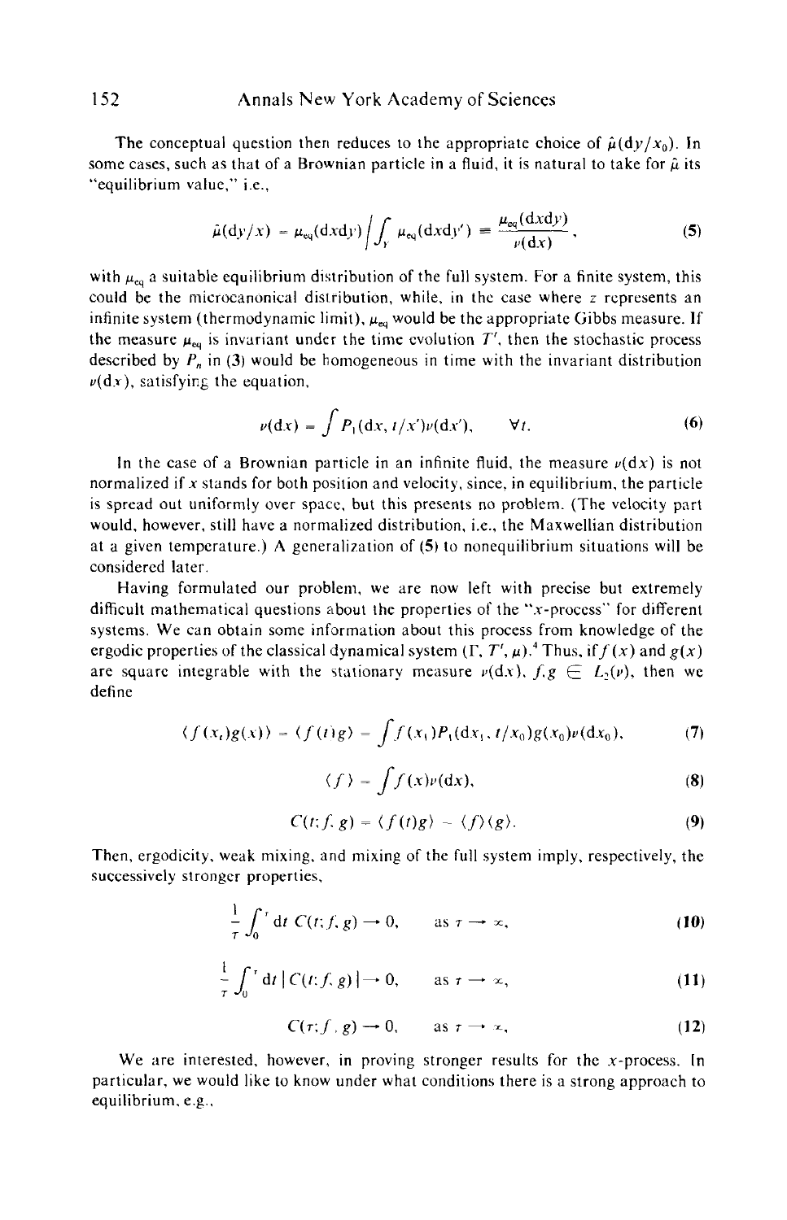The conceptual question then reduces to the appropriate choice of $\hat{\mu}(dy/x_0)$. In some cases, such as that of a Brownian particle in a fluid, it is natural to take for $\hat{\mu}$ its "equilibrium value," i.e.,

$$\hat{\mu}(dy/x) = \mu_{eq}(dxdy) \Big/ \int_Y \mu_{eq}(dxdy') \equiv \frac{\mu_{eq}(dxdy)}{\nu(dx)}, \tag{5}$$

with $\mu_{eq}$ a suitable equilibrium distribution of the full system. For a finite system, this could be the microcanonical distribution, while, in the case where $z$ represents an infinite system (thermodynamic limit), $\mu_{eq}$ would be the appropriate Gibbs measure. If the measure $\mu_{eq}$ is invariant under the time evolution $T^t$, then the stochastic process described by $P_n$ in (3) would be homogeneous in time with the invariant distribution $\nu(dx)$, satisfying the equation,

$$\nu(dx) = \int P_1(dx, t/x')\nu(dx'), \qquad \forall t. \tag{6}$$

In the case of a Brownian particle in an infinite fluid, the measure $\nu(dx)$ is not normalized if $x$ stands for both position and velocity, since, in equilibrium, the particle is spread out uniformly over space, but this presents no problem. (The velocity part would, however, still have a normalized distribution, i.e., the Maxwellian distribution at a given temperature.) A generalization of (5) to nonequilibrium situations will be considered later.

Having formulated our problem, we are now left with precise but extremely difficult mathematical questions about the properties of the "$x$-process" for different systems. We can obtain some information about this process from knowledge of the ergodic properties of the classical dynamical system $(\Gamma, T^t, \mu)$.[4] Thus, if $f(x)$ and $g(x)$ are square integrable with the stationary measure $\nu(dx)$, $f,g \in L_2(\nu)$, then we define

$$\langle f(x_t)g(x)\rangle = \langle f(t)g\rangle = \int f(x_1)P_1(dx_1, t/x_0)g(x_0)\nu(dx_0), \tag{7}$$

$$\langle f\rangle = \int f(x)\nu(dx), \tag{8}$$

$$C(t; f, g) = \langle f(t)g\rangle - \langle f\rangle\langle g\rangle. \tag{9}$$

Then, ergodicity, weak mixing, and mixing of the full system imply, respectively, the successively stronger properties,

$$\frac{1}{\tau}\int_0^\tau dt\; C(t; f, g) \to 0, \qquad \text{as } \tau \to \infty, \tag{10}$$

$$\frac{1}{\tau}\int_0^\tau dt\,|C(t; f, g)| \to 0, \qquad \text{as } \tau \to \infty, \tag{11}$$

$$C(\tau; f, g) \to 0, \qquad \text{as } \tau \to \infty, \tag{12}$$

We are interested, however, in proving stronger results for the $x$-process. In particular, we would like to know under what conditions there is a strong approach to equilibrium, e.g.,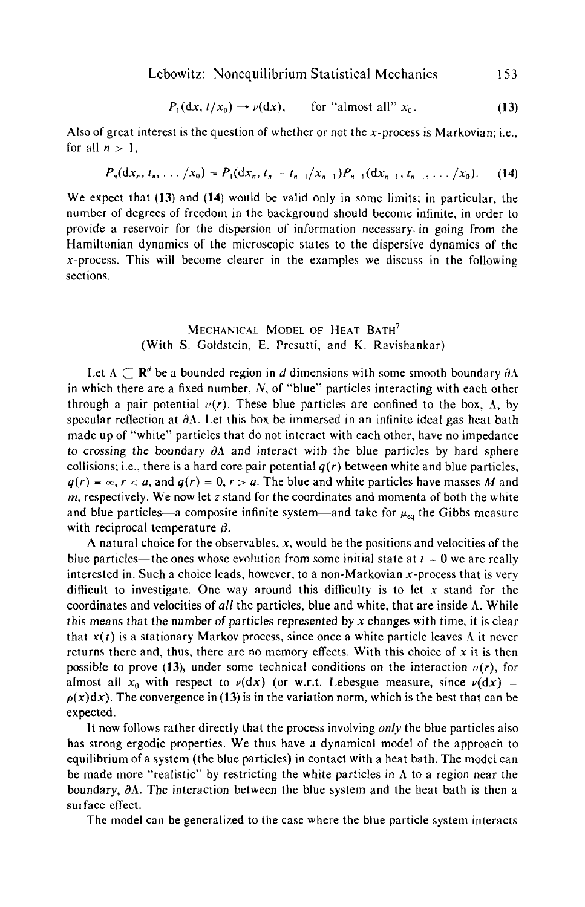$$P_1(\mathrm{d}x, t/x_0) \to \nu(\mathrm{d}x), \qquad \text{for "almost all" } x_0. \tag{13}$$

Also of great interest is the question of whether or not the $x$-process is Markovian; i.e., for all $n > 1$,

$$P_n(\mathrm{d}x_n, t_n, \ldots /x_0) = P_1(\mathrm{d}x_n, t_n - t_{n-1}/x_{n-1})P_{n-1}(\mathrm{d}x_{n-1}, t_{n-1}, \ldots /x_0). \tag{14}$$

We expect that (13) and (14) would be valid only in some limits; in particular, the number of degrees of freedom in the background should become infinite, in order to provide a reservoir for the dispersion of information necessary in going from the Hamiltonian dynamics of the microscopic states to the dispersive dynamics of the $x$-process. This will become clearer in the examples we discuss in the following sections.

## Mechanical Model of Heat Bath[7]

(With S. Goldstein, E. Presutti, and K. Ravishankar)

Let $\Lambda \subset \mathbf{R}^d$ be a bounded region in $d$ dimensions with some smooth boundary $\partial\Lambda$ in which there are a fixed number, $N$, of "blue" particles interacting with each other through a pair potential $v(r)$. These blue particles are confined to the box, $\Lambda$, by specular reflection at $\partial\Lambda$. Let this box be immersed in an infinite ideal gas heat bath made up of "white" particles that do not interact with each other, have no impedance to crossing the boundary $\partial\Lambda$ and interact with the blue particles by hard sphere collisions; i.e., there is a hard core pair potential $q(r)$ between white and blue particles, $q(r) = \infty$, $r < a$, and $q(r) = 0$, $r > a$. The blue and white particles have masses $M$ and $m$, respectively. We now let $z$ stand for the coordinates and momenta of both the white and blue particles—a composite infinite system—and take for $\mu_{\mathrm{eq}}$ the Gibbs measure with reciprocal temperature $\beta$.

A natural choice for the observables, $x$, would be the positions and velocities of the blue particles—the ones whose evolution from some initial state at $t = 0$ we are really interested in. Such a choice leads, however, to a non-Markovian $x$-process that is very difficult to investigate. One way around this difficulty is to let $x$ stand for the coordinates and velocities of *all* the particles, blue and white, that are inside $\Lambda$. While this means that the number of particles represented by $x$ changes with time, it is clear that $x(t)$ is a stationary Markov process, since once a white particle leaves $\Lambda$ it never returns there and, thus, there are no memory effects. With this choice of $x$ it is then possible to prove (13), under some technical conditions on the interaction $v(r)$, for almost all $x_0$ with respect to $\nu(\mathrm{d}x)$ (or w.r.t. Lebesgue measure, since $\nu(\mathrm{d}x) = \rho(x)\mathrm{d}x$). The convergence in (13) is in the variation norm, which is the best that can be expected.

It now follows rather directly that the process involving *only* the blue particles also has strong ergodic properties. We thus have a dynamical model of the approach to equilibrium of a system (the blue particles) in contact with a heat bath. The model can be made more "realistic" by restricting the white particles in $\Lambda$ to a region near the boundary, $\partial\Lambda$. The interaction between the blue system and the heat bath is then a surface effect.

The model can be generalized to the case where the blue particle system interacts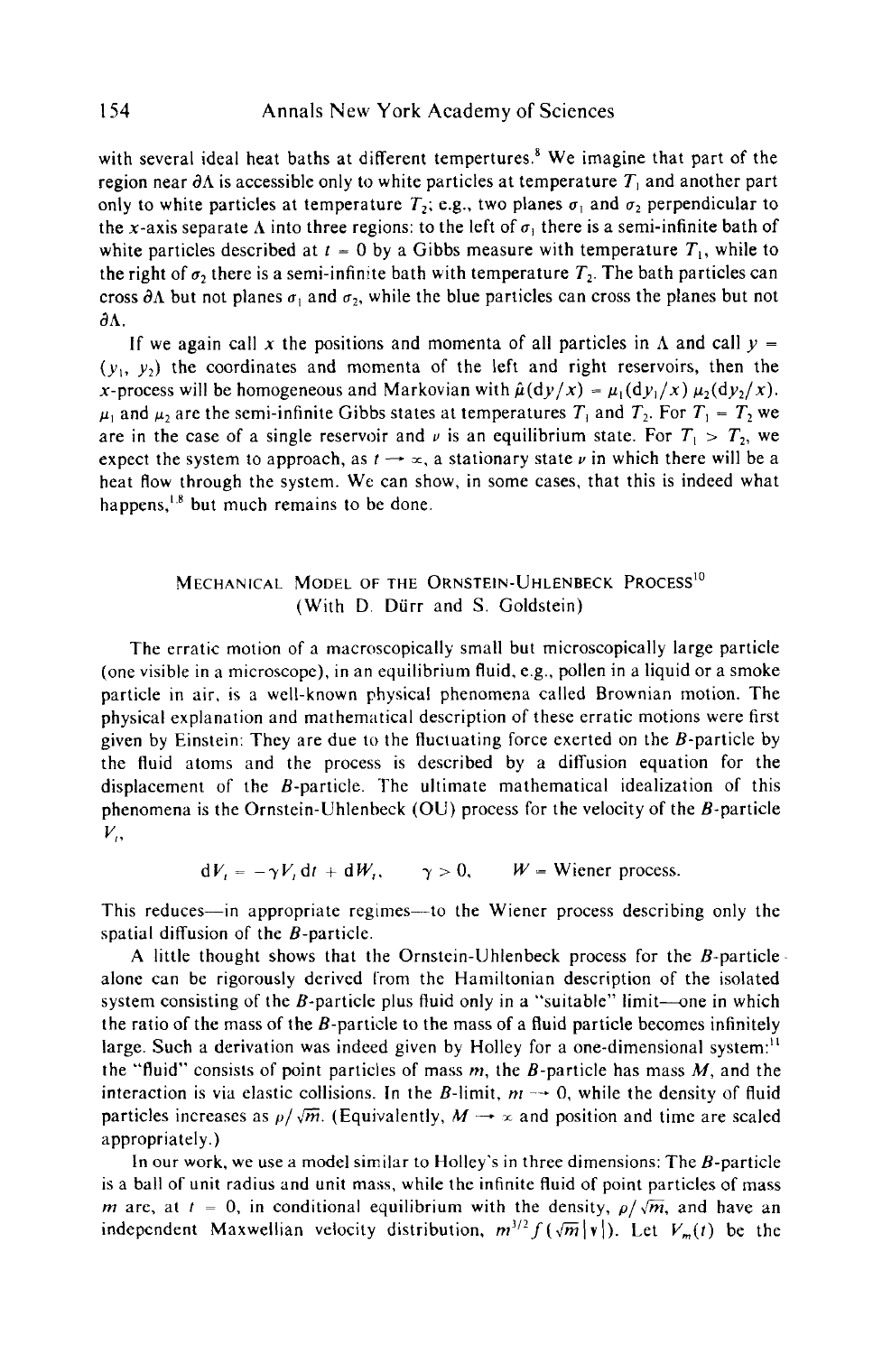with several ideal heat baths at different tempertures.[8] We imagine that part of the region near $\partial\Lambda$ is accessible only to white particles at temperature $T_1$ and another part only to white particles at temperature $T_2$; e.g., two planes $\sigma_1$ and $\sigma_2$ perpendicular to the $x$-axis separate $\Lambda$ into three regions: to the left of $\sigma_1$ there is a semi-infinite bath of white particles described at $t = 0$ by a Gibbs measure with temperature $T_1$, while to the right of $\sigma_2$ there is a semi-infinite bath with temperature $T_2$. The bath particles can cross $\partial\Lambda$ but not planes $\sigma_1$ and $\sigma_2$, while the blue particles can cross the planes but not $\partial\Lambda$.

If we again call $x$ the positions and momenta of all particles in $\Lambda$ and call $y = (y_1, y_2)$ the coordinates and momenta of the left and right reservoirs, then the $x$-process will be homogeneous and Markovian with $\hat{\mu}(dy/x) = \mu_1(dy_1/x)\,\mu_2(dy_2/x)$. $\mu_1$ and $\mu_2$ are the semi-infinite Gibbs states at temperatures $T_1$ and $T_2$. For $T_1 = T_2$ we are in the case of a single reservoir and $\nu$ is an equilibrium state. For $T_1 > T_2$, we expect the system to approach, as $t \to \infty$, a stationary state $\nu$ in which there will be a heat flow through the system. We can show, in some cases, that this is indeed what happens,[1,8] but much remains to be done.

## Mechanical Model of the Ornstein-Uhlenbeck Process[10]

(With D. Dürr and S. Goldstein)

The erratic motion of a macroscopically small but microscopically large particle (one visible in a microscope), in an equilibrium fluid, e.g., pollen in a liquid or a smoke particle in air, is a well-known physical phenomena called Brownian motion. The physical explanation and mathematical description of these erratic motions were first given by Einstein: They are due to the fluctuating force exerted on the $B$-particle by the fluid atoms and the process is described by a diffusion equation for the displacement of the $B$-particle. The ultimate mathematical idealization of this phenomena is the Ornstein-Uhlenbeck (OU) process for the velocity of the $B$-particle $V_t$,

$$dV_t = -\gamma V_t\,dt + dW_t, \qquad \gamma > 0, \qquad W = \text{Wiener process.}$$

This reduces—in appropriate regimes—to the Wiener process describing only the spatial diffusion of the $B$-particle.

A little thought shows that the Ornstein-Uhlenbeck process for the $B$-particle alone can be rigorously derived from the Hamiltonian description of the isolated system consisting of the $B$-particle plus fluid only in a "suitable" limit—one in which the ratio of the mass of the $B$-particle to the mass of a fluid particle becomes infinitely large. Such a derivation was indeed given by Holley for a one-dimensional system:[11] the "fluid" consists of point particles of mass $m$, the $B$-particle has mass $M$, and the interaction is via elastic collisions. In the $B$-limit, $m \to 0$, while the density of fluid particles increases as $\rho/\sqrt{m}$. (Equivalently, $M \to \infty$ and position and time are scaled appropriately.)

In our work, we use a model similar to Holley's in three dimensions: The $B$-particle is a ball of unit radius and unit mass, while the infinite fluid of point particles of mass $m$ are, at $t = 0$, in conditional equilibrium with the density, $\rho/\sqrt{m}$, and have an independent Maxwellian velocity distribution, $m^{3/2} f(\sqrt{m}\,|\mathbf{v}|)$. Let $V_m(t)$ be the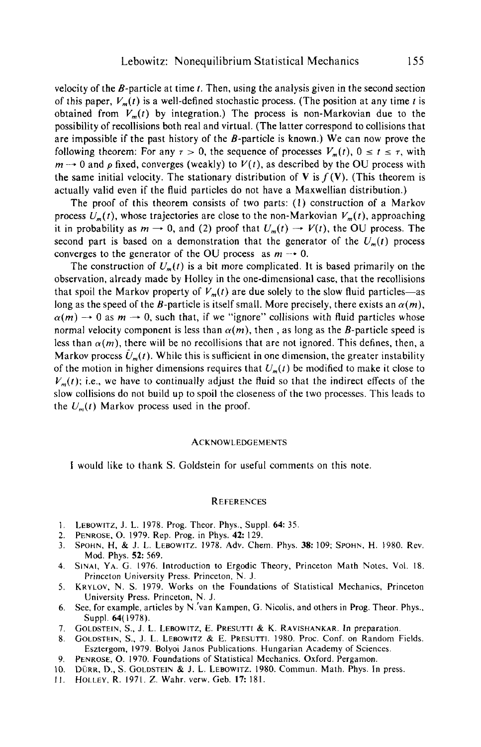velocity of the $B$-particle at time $t$. Then, using the analysis given in the second section of this paper, $V_m(t)$ is a well-defined stochastic process. (The position at any time $t$ is obtained from $V_m(t)$ by integration.) The process is non-Markovian due to the possibility of recollisions both real and virtual. (The latter correspond to collisions that are impossible if the past history of the $B$-particle is known.) We can now prove the following theorem: For any $\tau > 0$, the sequence of processes $V_m(t)$, $0 \leq t \leq \tau$, with $m \rightarrow 0$ and $\rho$ fixed, converges (weakly) to $V(t)$, as described by the OU process with the same initial velocity. The stationary distribution of $\mathbf{V}$ is $f(\mathbf{V})$. (This theorem is actually valid even if the fluid particles do not have a Maxwellian distribution.)

The proof of this theorem consists of two parts: (1) construction of a Markov process $U_m(t)$, whose trajectories are close to the non-Markovian $V_m(t)$, approaching it in probability as $m \rightarrow 0$, and (2) proof that $U_m(t) \rightarrow V(t)$, the OU process. The second part is based on a demonstration that the generator of the $U_m(t)$ process converges to the generator of the OU process as $m \rightarrow 0$.

The construction of $U_m(t)$ is a bit more complicated. It is based primarily on the observation, already made by Holley in the one-dimensional case, that the recollisions that spoil the Markov property of $V_m(t)$ are due solely to the slow fluid particles—as long as the speed of the $B$-particle is itself small. More precisely, there exists an $\alpha(m)$, $\alpha(m) \rightarrow 0$ as $m \rightarrow 0$, such that, if we "ignore" collisions with fluid particles whose normal velocity component is less than $\alpha(m)$, then , as long as the $B$-particle speed is less than $\alpha(m)$, there will be no recollisions that are not ignored. This defines, then, a Markov process $\tilde{U}_m(t)$. While this is sufficient in one dimension, the greater instability of the motion in higher dimensions requires that $U_m(t)$ be modified to make it close to $V_m(t)$; i.e., we have to continually adjust the fluid so that the indirect effects of the slow collisions do not build up to spoil the closeness of the two processes. This leads to the $U_m(t)$ Markov process used in the proof.

## Acknowledgements

I would like to thank S. Goldstein for useful comments on this note.

## References

1. Lebowitz, J. L. 1978. Prog. Theor. Phys., Suppl. **64:** 35.
2. Penrose, O. 1979. Rep. Prog. in Phys. **42:** 129.
3. Spohn, H, & J. L. Lebowitz. 1978. Adv. Chem. Phys. **38:** 109; Spohn, H. 1980. Rev. Mod. Phys. **52:** 569.
4. Sinai, Ya. G. 1976. Introduction to Ergodic Theory, Princeton Math Notes, Vol. 18. Princeton University Press. Princeton, N. J.
5. Krylov, N. S. 1979. Works on the Foundations of Statistical Mechanics, Princeton University Press. Princeton, N. J.
6. See, for example, articles by N. van Kampen, G. Nicolis, and others in Prog. Theor. Phys., Suppl. **64**(1978).
7. Goldstein, S., J. L. Lebowitz, E. Presutti & K. Ravishankar. In preparation.
8. Goldstein, S., J. L. Lebowitz & E. Presutti. 1980. Proc. Conf. on Random Fields. Esztergom, 1979. Bolyoi Janos Publications. Hungarian Academy of Sciences.
9. Penrose, O. 1970. Foundations of Statistical Mechanics. Oxford. Pergamon.
10. Dürr, D., S. Goldstein & J. L. Lebowitz. 1980. Commun. Math. Phys. In press.
11. Holley, R. 1971. Z. Wahr. verw. Geb. **17:** 181.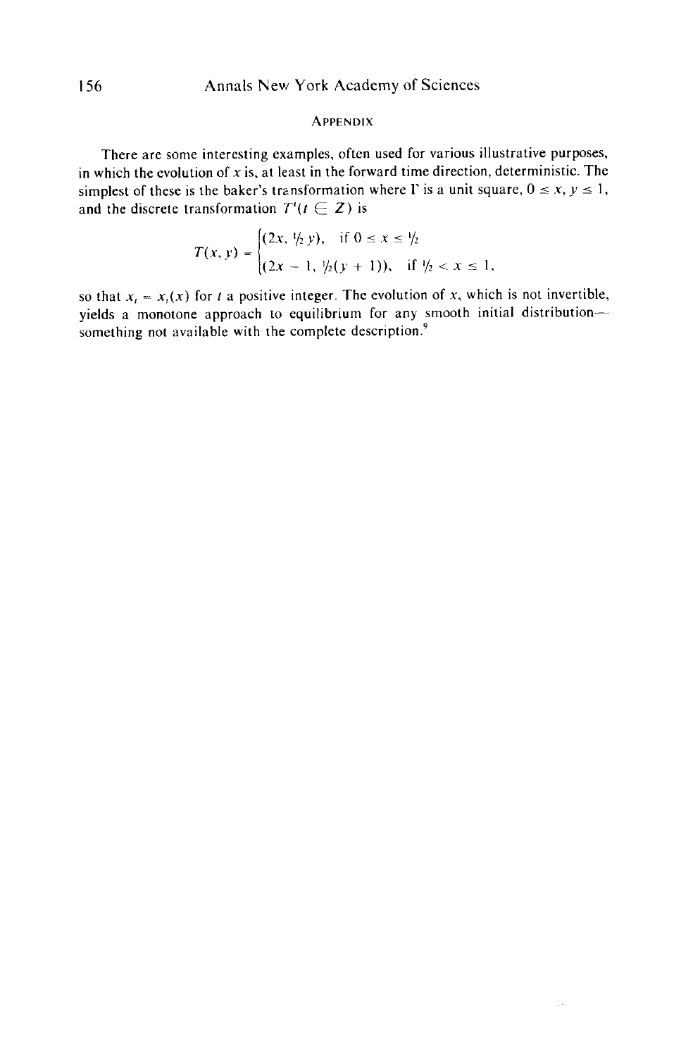## Appendix

There are some interesting examples, often used for various illustrative purposes, in which the evolution of $x$ is, at least in the forward time direction, deterministic. The simplest of these is the baker's transformation where $\Gamma$ is a unit square, $0 \leq x, y \leq 1$, and the discrete transformation $T^t (t \in Z)$ is

$$T(x, y) = \begin{cases} (2x, \frac{1}{2} y), & \text{if } 0 \leq x \leq \frac{1}{2} \\ (2x - 1, \frac{1}{2}(y + 1)), & \text{if } \frac{1}{2} < x \leq 1, \end{cases}$$

so that $x_t = x_t(x)$ for $t$ a positive integer. The evolution of $x$, which is not invertible, yields a monotone approach to equilibrium for any smooth initial distribution—something not available with the complete description.[9]